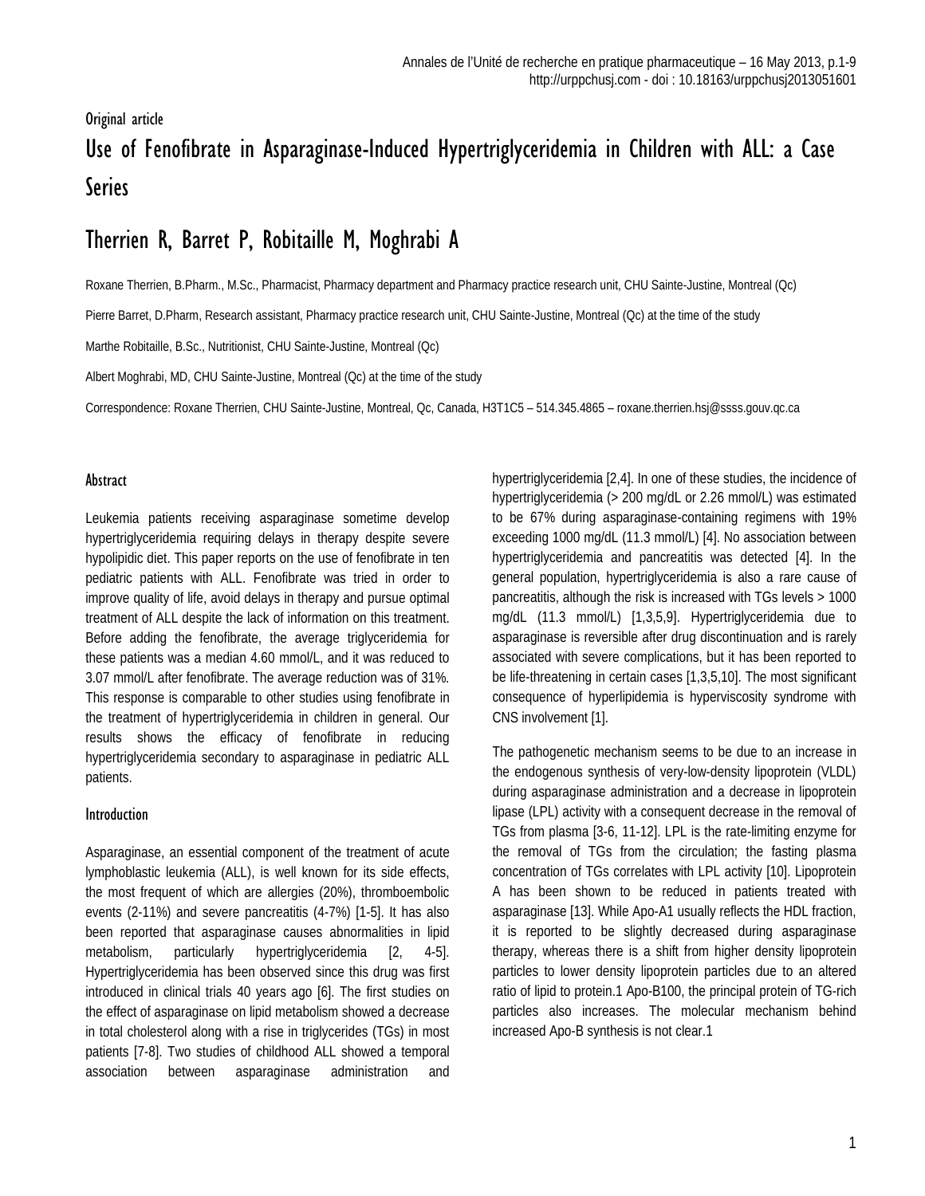Original article

# Use of Fenofibrate in Asparaginase-Induced Hypertriglyceridemia in Children with ALL: a Case Series

## Therrien R, Barret P, Robitaille M, Moghrabi A

Roxane Therrien, B.Pharm., M.Sc., Pharmacist, Pharmacy department and Pharmacy practice research unit, CHU Sainte-Justine, Montreal (Qc)

Pierre Barret, D.Pharm, Research assistant, Pharmacy practice research unit, CHU Sainte-Justine, Montreal (Qc) at the time of the study

Marthe Robitaille, B.Sc., Nutritionist, CHU Sainte-Justine, Montreal (Qc)

Albert Moghrabi, MD, CHU Sainte-Justine, Montreal (Qc) at the time of the study

Correspondence: Roxane Therrien, CHU Sainte-Justine, Montreal, Qc, Canada, H3T1C5 – 514.345.4865 – roxane.therrien.hsj@ssss.gouv.qc.ca

### Abstract

Leukemia patients receiving asparaginase sometime develop hypertriglyceridemia requiring delays in therapy despite severe hypolipidic diet. This paper reports on the use of fenofibrate in ten pediatric patients with ALL. Fenofibrate was tried in order to improve quality of life, avoid delays in therapy and pursue optimal treatment of ALL despite the lack of information on this treatment. Before adding the fenofibrate, the average triglyceridemia for these patients was a median 4.60 mmol/L, and it was reduced to 3.07 mmol/L after fenofibrate. The average reduction was of 31%. This response is comparable to other studies using fenofibrate in the treatment of hypertriglyceridemia in children in general. Our results shows the efficacy of fenofibrate in reducing hypertriglyceridemia secondary to asparaginase in pediatric ALL patients.

### Introduction

Asparaginase, an essential component of the treatment of acute lymphoblastic leukemia (ALL), is well known for its side effects, the most frequent of which are allergies (20%), thromboembolic events (2-11%) and severe pancreatitis (4-7%) [1-5]. It has also been reported that asparaginase causes abnormalities in lipid metabolism, particularly hypertriglyceridemia [2, 4-5]. Hypertriglyceridemia has been observed since this drug was first introduced in clinical trials 40 years ago [6]. The first studies on the effect of asparaginase on lipid metabolism showed a decrease in total cholesterol along with a rise in triglycerides (TGs) in most patients [7-8]. Two studies of childhood ALL showed a temporal association between asparaginase administration and hypertriglyceridemia [2,4]. In one of these studies, the incidence of hypertriglyceridemia (> 200 mg/dL or 2.26 mmol/L) was estimated to be 67% during asparaginase-containing regimens with 19% exceeding 1000 mg/dL (11.3 mmol/L) [4]. No association between hypertriglyceridemia and pancreatitis was detected [4]. In the general population, hypertriglyceridemia is also a rare cause of pancreatitis, although the risk is increased with TGs levels > 1000 mg/dL (11.3 mmol/L) [1,3,5,9]. Hypertriglyceridemia due to asparaginase is reversible after drug discontinuation and is rarely associated with severe complications, but it has been reported to be life-threatening in certain cases [1,3,5,10]. The most significant consequence of hyperlipidemia is hyperviscosity syndrome with CNS involvement [1].

The pathogenetic mechanism seems to be due to an increase in the endogenous synthesis of very-low-density lipoprotein (VLDL) during asparaginase administration and a decrease in lipoprotein lipase (LPL) activity with a consequent decrease in the removal of TGs from plasma [3-6, 11-12]. LPL is the rate-limiting enzyme for the removal of TGs from the circulation; the fasting plasma concentration of TGs correlates with LPL activity [10]. Lipoprotein A has been shown to be reduced in patients treated with asparaginase [13]. While Apo-A1 usually reflects the HDL fraction, it is reported to be slightly decreased during asparaginase therapy, whereas there is a shift from higher density lipoprotein particles to lower density lipoprotein particles due to an altered ratio of lipid to protein.1 Apo-B100, the principal protein of TG-rich particles also increases. The molecular mechanism behind increased Apo-B synthesis is not clear.1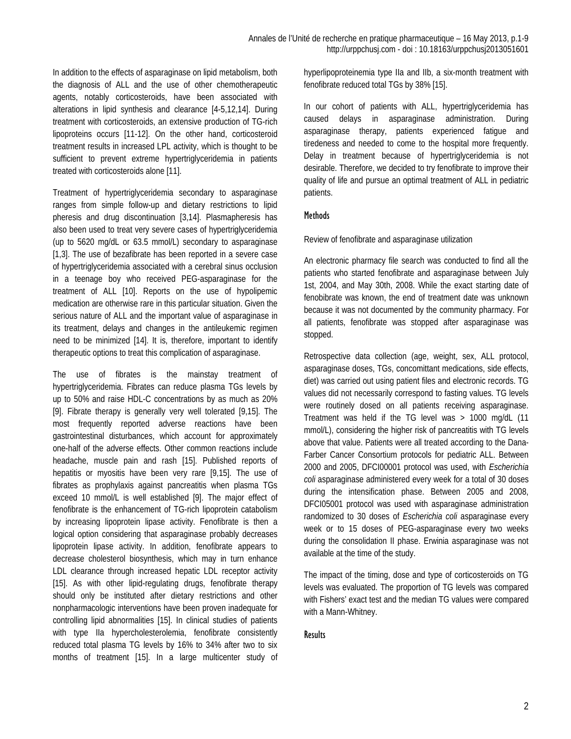In addition to the effects of asparaginase on lipid metabolism, both the diagnosis of ALL and the use of other chemotherapeutic agents, notably corticosteroids, have been associated with alterations in lipid synthesis and clearance [4-5,12,14]. During treatment with corticosteroids, an extensive production of TG-rich lipoproteins occurs [11-12]. On the other hand, corticosteroid treatment results in increased LPL activity, which is thought to be sufficient to prevent extreme hypertriglyceridemia in patients treated with corticosteroids alone [11].

Treatment of hypertriglyceridemia secondary to asparaginase ranges from simple follow-up and dietary restrictions to lipid pheresis and drug discontinuation [3,14]. Plasmapheresis has also been used to treat very severe cases of hypertriglyceridemia (up to 5620 mg/dL or 63.5 mmol/L) secondary to asparaginase [1,3]. The use of bezafibrate has been reported in a severe case of hypertriglyceridemia associated with a cerebral sinus occlusion in a teenage boy who received PEG-asparaginase for the treatment of ALL [10]. Reports on the use of hypolipemic medication are otherwise rare in this particular situation. Given the serious nature of ALL and the important value of asparaginase in its treatment, delays and changes in the antileukemic regimen need to be minimized [14]. It is, therefore, important to identify therapeutic options to treat this complication of asparaginase.

The use of fibrates is the mainstay treatment of hypertriglyceridemia. Fibrates can reduce plasma TGs levels by up to 50% and raise HDL-C concentrations by as much as 20% [9]. Fibrate therapy is generally very well tolerated [9,15]. The most frequently reported adverse reactions have been gastrointestinal disturbances, which account for approximately one-half of the adverse effects. Other common reactions include headache, muscle pain and rash [15]. Published reports of hepatitis or myositis have been very rare [9,15]. The use of fibrates as prophylaxis against pancreatitis when plasma TGs exceed 10 mmol/L is well established [9]. The major effect of fenofibrate is the enhancement of TG-rich lipoprotein catabolism by increasing lipoprotein lipase activity. Fenofibrate is then a logical option considering that asparaginase probably decreases lipoprotein lipase activity. In addition, fenofibrate appears to decrease cholesterol biosynthesis, which may in turn enhance LDL clearance through increased hepatic LDL receptor activity [15]. As with other lipid-regulating drugs, fenofibrate therapy should only be instituted after dietary restrictions and other nonpharmacologic interventions have been proven inadequate for controlling lipid abnormalities [15]. In clinical studies of patients with type IIa hypercholesterolemia, fenofibrate consistently reduced total plasma TG levels by 16% to 34% after two to six months of treatment [15]. In a large multicenter study of hyperlipoproteinemia type IIa and IIb, a six-month treatment with fenofibrate reduced total TGs by 38% [15].

In our cohort of patients with ALL, hypertriglyceridemia has caused delays in asparaginase administration. During asparaginase therapy, patients experienced fatigue and tiredeness and needed to come to the hospital more frequently. Delay in treatment because of hypertriglyceridemia is not desirable. Therefore, we decided to try fenofibrate to improve their quality of life and pursue an optimal treatment of ALL in pediatric patients.

## Methods

Review of fenofibrate and asparaginase utilization

An electronic pharmacy file search was conducted to find all the patients who started fenofibrate and asparaginase between July 1st, 2004, and May 30th, 2008. While the exact starting date of fenobibrate was known, the end of treatment date was unknown because it was not documented by the community pharmacy. For all patients, fenofibrate was stopped after asparaginase was stopped.

Retrospective data collection (age, weight, sex, ALL protocol, asparaginase doses, TGs, concomittant medications, side effects, diet) was carried out using patient files and electronic records. TG values did not necessarily correspond to fasting values. TG levels were routinely dosed on all patients receiving asparaginase. Treatment was held if the TG level was > 1000 mg/dL (11 mmol/L), considering the higher risk of pancreatitis with TG levels above that value. Patients were all treated according to the Dana-Farber Cancer Consortium protocols for pediatric ALL. Between 2000 and 2005, DFCI00001 protocol was used, with *Escherichia coli* asparaginase administered every week for a total of 30 doses during the intensification phase. Between 2005 and 2008, DFCI05001 protocol was used with asparaginase administration randomized to 30 doses of *Escherichia coli* asparaginase every week or to 15 doses of PEG-asparaginase every two weeks during the consolidation II phase. Erwinia asparaginase was not available at the time of the study.

The impact of the timing, dose and type of corticosteroids on TG levels was evaluated. The proportion of TG levels was compared with Fishers' exact test and the median TG values were compared with a Mann-Whitney.

## Results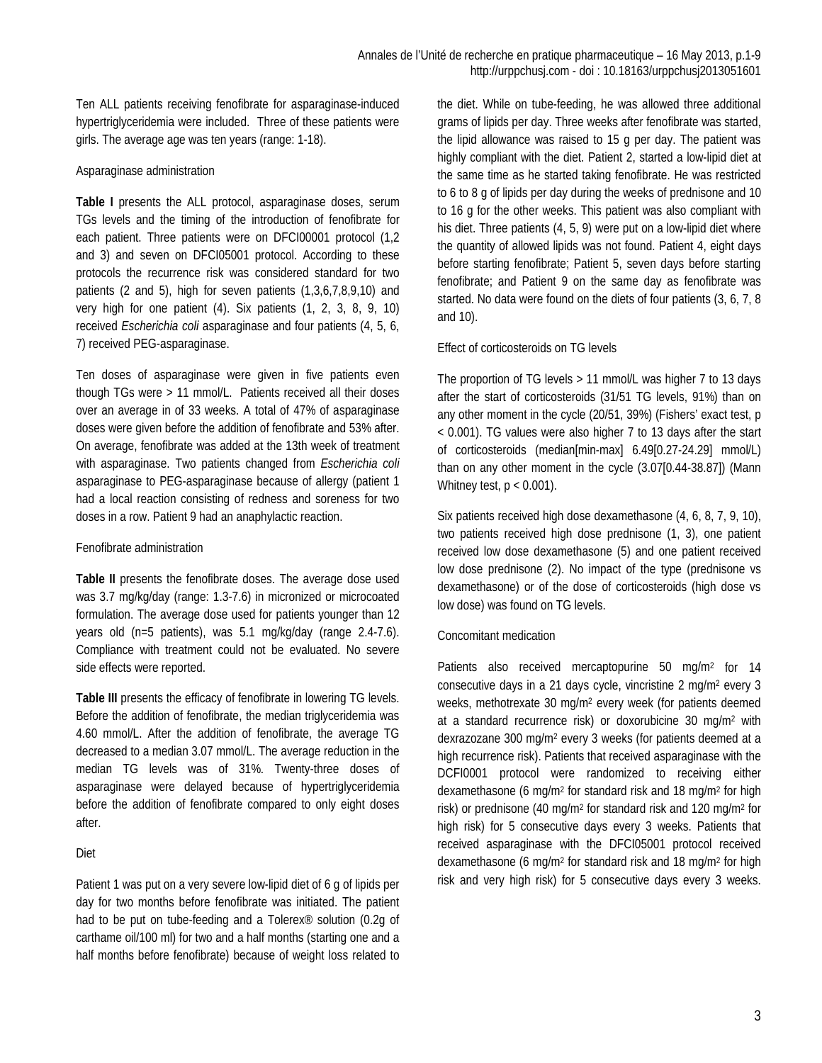Ten ALL patients receiving fenofibrate for asparaginase-induced hypertriglyceridemia were included. Three of these patients were girls. The average age was ten years (range: 1-18).

### Asparaginase administration

**Table I** presents the ALL protocol, asparaginase doses, serum TGs levels and the timing of the introduction of fenofibrate for each patient. Three patients were on DFCI00001 protocol (1,2 and 3) and seven on DFCI05001 protocol. According to these protocols the recurrence risk was considered standard for two patients (2 and 5), high for seven patients (1,3,6,7,8,9,10) and very high for one patient (4). Six patients (1, 2, 3, 8, 9, 10) received *Escherichia coli* asparaginase and four patients (4, 5, 6, 7) received PEG-asparaginase.

Ten doses of asparaginase were given in five patients even though TGs were > 11 mmol/L. Patients received all their doses over an average in of 33 weeks. A total of 47% of asparaginase doses were given before the addition of fenofibrate and 53% after. On average, fenofibrate was added at the 13th week of treatment with asparaginase. Two patients changed from *Escherichia coli* asparaginase to PEG-asparaginase because of allergy (patient 1 had a local reaction consisting of redness and soreness for two doses in a row. Patient 9 had an anaphylactic reaction.

### Fenofibrate administration

**Table II** presents the fenofibrate doses. The average dose used was 3.7 mg/kg/day (range: 1.3-7.6) in micronized or microcoated formulation. The average dose used for patients younger than 12 years old (n=5 patients), was 5.1 mg/kg/day (range 2.4-7.6). Compliance with treatment could not be evaluated. No severe side effects were reported.

**Table III** presents the efficacy of fenofibrate in lowering TG levels. Before the addition of fenofibrate, the median triglyceridemia was 4.60 mmol/L. After the addition of fenofibrate, the average TG decreased to a median 3.07 mmol/L. The average reduction in the median TG levels was of 31%. Twenty-three doses of asparaginase were delayed because of hypertriglyceridemia before the addition of fenofibrate compared to only eight doses after.

### Diet

Patient 1 was put on a very severe low-lipid diet of 6 g of lipids per day for two months before fenofibrate was initiated. The patient had to be put on tube-feeding and a Tolerex® solution (0.2g of carthame oil/100 ml) for two and a half months (starting one and a half months before fenofibrate) because of weight loss related to the diet. While on tube-feeding, he was allowed three additional grams of lipids per day. Three weeks after fenofibrate was started, the lipid allowance was raised to 15 g per day. The patient was highly compliant with the diet. Patient 2, started a low-lipid diet at the same time as he started taking fenofibrate. He was restricted to 6 to 8 g of lipids per day during the weeks of prednisone and 10 to 16 g for the other weeks. This patient was also compliant with his diet. Three patients (4, 5, 9) were put on a low-lipid diet where the quantity of allowed lipids was not found. Patient 4, eight days before starting fenofibrate; Patient 5, seven days before starting fenofibrate; and Patient 9 on the same day as fenofibrate was started. No data were found on the diets of four patients (3, 6, 7, 8 and 10).

### Effect of corticosteroids on TG levels

The proportion of TG levels > 11 mmol/L was higher 7 to 13 days after the start of corticosteroids (31/51 TG levels, 91%) than on any other moment in the cycle (20/51, 39%) (Fishers' exact test, $p < 0.001$). TG values were also higher 7 to 13 days after the start of corticosteroids (median[min-max] 6.49[0.27-24.29] mmol/L) than on any other moment in the cycle (3.07[0.44-38.87]) (Mann Whitney test, $p < 0.001$).

Six patients received high dose dexamethasone (4, 6, 8, 7, 9, 10), two patients received high dose prednisone (1, 3), one patient received low dose dexamethasone (5) and one patient received low dose prednisone (2). No impact of the type (prednisone vs dexamethasone) or of the dose of corticosteroids (high dose vs low dose) was found on TG levels.

### Concomitant medication

Patients also received mercaptopurine 50 mg/m$^2$ for 14 consecutive days in a 21 days cycle, vincristine 2 mg/m$^2$ every 3 weeks, methotrexate 30 mg/m$^2$ every week (for patients deemed at a standard recurrence risk) or doxorubicine 30 mg/m$^2$ with dexrazozane 300 mg/m$^2$ every 3 weeks (for patients deemed at a high recurrence risk). Patients that received asparaginase with the DCFI0001 protocol were randomized to receiving either dexamethasone (6 mg/m$^2$ for standard risk and 18 mg/m$^2$ for high risk) or prednisone (40 mg/m$^2$ for standard risk and 120 mg/m$^2$ for high risk) for 5 consecutive days every 3 weeks. Patients that received asparaginase with the DFCI05001 protocol received dexamethasone (6 mg/m$^2$ for standard risk and 18 mg/m$^2$ for high risk and very high risk) for 5 consecutive days every 3 weeks.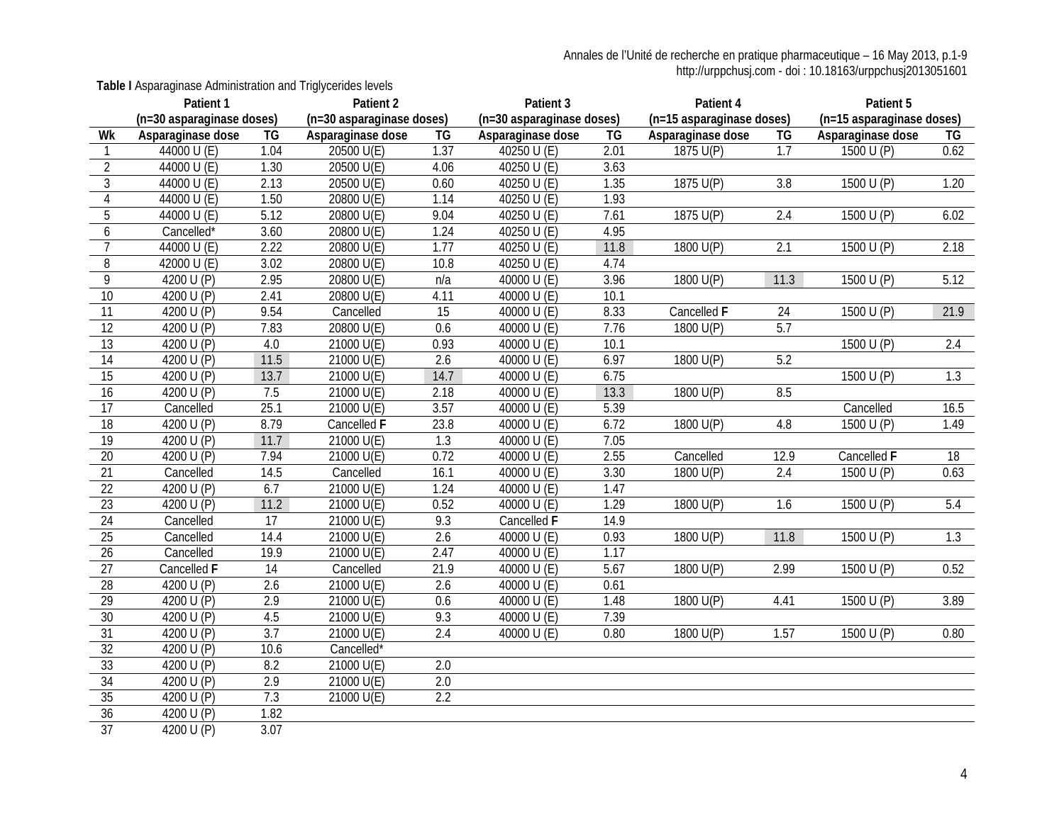**Table I** Asparaginase Administration and Triglycerides levels

| | Patient 1 (n=30 asparaginase doses) | | Patient 2 (n=30 asparaginase doses) | | Patient 3 (n=30 asparaginase doses) | | Patient 4 (n=15 asparaginase doses) | | Patient 5 (n=15 asparaginase doses) | |
|---|---|---|---|---|---|---|---|---|---|---|
| Wk | Asparaginase dose | TG | Asparaginase dose | TG | Asparaginase dose | TG | Asparaginase dose | TG | Asparaginase dose | TG |
| 1 | 44000 U (E) | 1.04 | 20500 U(E) | 1.37 | 40250 U (E) | 2.01 | 1875 U(P) | 1.7 | 1500 U (P) | 0.62 |
| 2 | 44000 U (E) | 1.30 | 20500 U(E) | 4.06 | 40250 U (E) | 3.63 | | | | |
| 3 | 44000 U (E) | 2.13 | 20500 U(E) | 0.60 | 40250 U (E) | 1.35 | 1875 U(P) | 3.8 | 1500 U (P) | 1.20 |
| 4 | 44000 U (E) | 1.50 | 20800 U(E) | 1.14 | 40250 U (E) | 1.93 | | | | |
| 5 | 44000 U (E) | 5.12 | 20800 U(E) | 9.04 | 40250 U (E) | 7.61 | 1875 U(P) | 2.4 | 1500 U (P) | 6.02 |
| 6 | Cancelled* | 3.60 | 20800 U(E) | 1.24 | 40250 U (E) | 4.95 | | | | |
| 7 | 44000 U (E) | 2.22 | 20800 U(E) | 1.77 | 40250 U (E) | 11.8 | 1800 U(P) | 2.1 | 1500 U (P) | 2.18 |
| 8 | 42000 U (E) | 3.02 | 20800 U(E) | 10.8 | 40250 U (E) | 4.74 | | | | |
| 9 | 4200 U (P) | 2.95 | 20800 U(E) | n/a | 40000 U (E) | 3.96 | 1800 U(P) | 11.3 | 1500 U (P) | 5.12 |
| 10 | 4200 U (P) | 2.41 | 20800 U(E) | 4.11 | 40000 U (E) | 10.1 | | | | |
| 11 | 4200 U (P) | 9.54 | Cancelled | 15 | 40000 U (E) | 8.33 | Cancelled **F** | 24 | 1500 U (P) | 21.9 |
| 12 | 4200 U (P) | 7.83 | 20800 U(E) | 0.6 | 40000 U (E) | 7.76 | 1800 U(P) | 5.7 | | |
| 13 | 4200 U (P) | 4.0 | 21000 U(E) | 0.93 | 40000 U (E) | 10.1 | | | 1500 U (P) | 2.4 |
| 14 | 4200 U (P) | 11.5 | 21000 U(E) | 2.6 | 40000 U (E) | 6.97 | 1800 U(P) | 5.2 | | |
| 15 | 4200 U (P) | 13.7 | 21000 U(E) | 14.7 | 40000 U (E) | 6.75 | | | 1500 U (P) | 1.3 |
| 16 | 4200 U (P) | 7.5 | 21000 U(E) | 2.18 | 40000 U (E) | 13.3 | 1800 U(P) | 8.5 | | |
| 17 | Cancelled | 25.1 | 21000 U(E) | 3.57 | 40000 U (E) | 5.39 | | | Cancelled | 16.5 |
| 18 | 4200 U (P) | 8.79 | Cancelled **F** | 23.8 | 40000 U (E) | 6.72 | 1800 U(P) | 4.8 | 1500 U (P) | 1.49 |
| 19 | 4200 U (P) | 11.7 | 21000 U(E) | 1.3 | 40000 U (E) | 7.05 | | | | |
| 20 | 4200 U (P) | 7.94 | 21000 U(E) | 0.72 | 40000 U (E) | 2.55 | Cancelled | 12.9 | Cancelled **F** | 18 |
| 21 | Cancelled | 14.5 | Cancelled | 16.1 | 40000 U (E) | 3.30 | 1800 U(P) | 2.4 | 1500 U (P) | 0.63 |
| 22 | 4200 U (P) | 6.7 | 21000 U(E) | 1.24 | 40000 U (E) | 1.47 | | | | |
| 23 | 4200 U (P) | 11.2 | 21000 U(E) | 0.52 | 40000 U (E) | 1.29 | 1800 U(P) | 1.6 | 1500 U (P) | 5.4 |
| 24 | Cancelled | 17 | 21000 U(E) | 9.3 | Cancelled **F** | 14.9 | | | | |
| 25 | Cancelled | 14.4 | 21000 U(E) | 2.6 | 40000 U (E) | 0.93 | 1800 U(P) | 11.8 | 1500 U (P) | 1.3 |
| 26 | Cancelled | 19.9 | 21000 U(E) | 2.47 | 40000 U (E) | 1.17 | | | | |
| 27 | Cancelled **F** | 14 | Cancelled | 21.9 | 40000 U (E) | 5.67 | 1800 U(P) | 2.99 | 1500 U (P) | 0.52 |
| 28 | 4200 U (P) | 2.6 | 21000 U(E) | 2.6 | 40000 U (E) | 0.61 | | | | |
| 29 | 4200 U (P) | 2.9 | 21000 U(E) | 0.6 | 40000 U (E) | 1.48 | 1800 U(P) | 4.41 | 1500 U (P) | 3.89 |
| 30 | 4200 U (P) | 4.5 | 21000 U(E) | 9.3 | 40000 U (E) | 7.39 | | | | |
| 31 | 4200 U (P) | 3.7 | 21000 U(E) | 2.4 | 40000 U (E) | 0.80 | 1800 U(P) | 1.57 | 1500 U (P) | 0.80 |
| 32 | 4200 U (P) | 10.6 | Cancelled* | | | | | | | |
| 33 | 4200 U (P) | 8.2 | 21000 U(E) | 2.0 | | | | | | |
| 34 | 4200 U (P) | 2.9 | 21000 U(E) | 2.0 | | | | | | |
| 35 | 4200 U (P) | 7.3 | 21000 U(E) | 2.2 | | | | | | |
| 36 | 4200 U (P) | 1.82 | | | | | | | | |
| 37 | 4200 U (P) | 3.07 | | | | | | | | |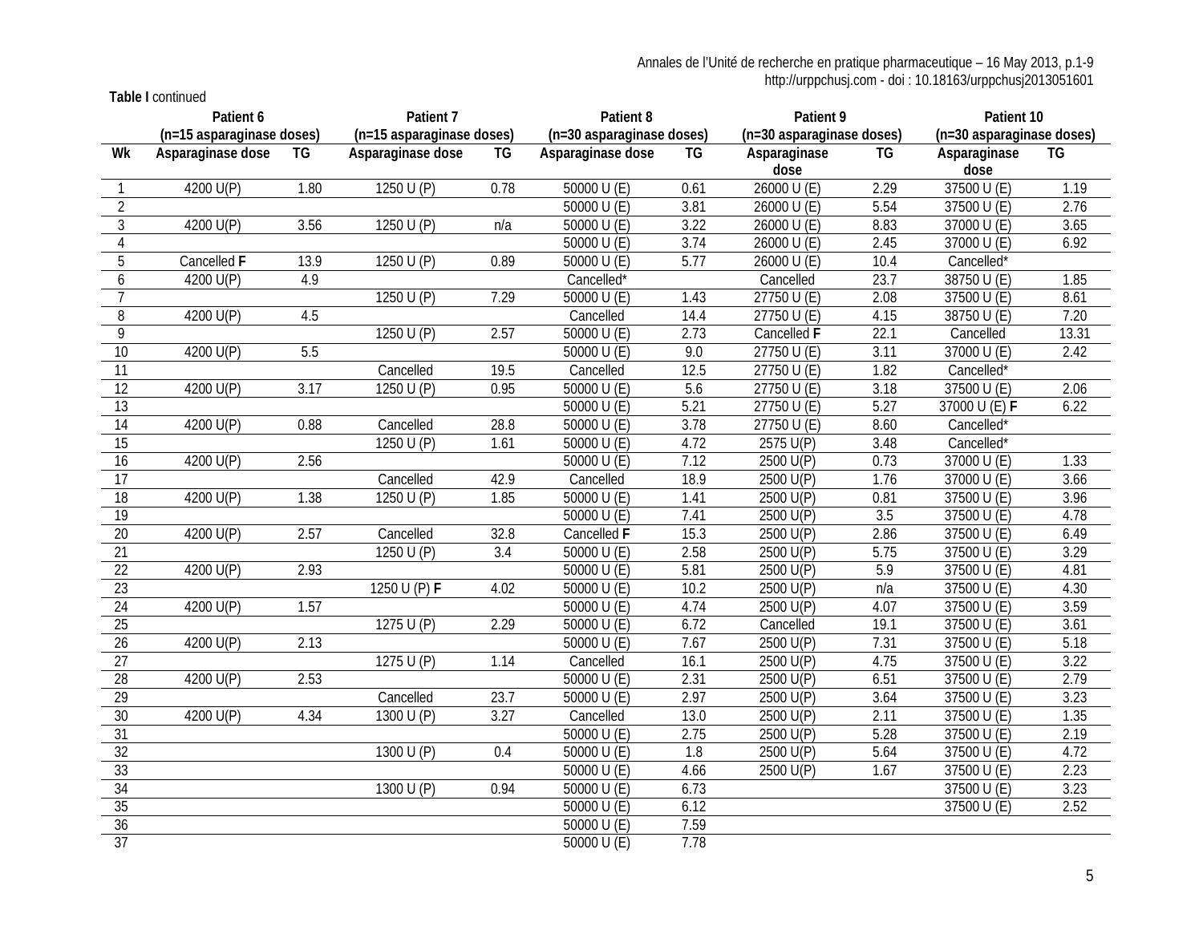**Table I** continued

| | Patient 6 (n=15 asparaginase doses) | | Patient 7 (n=15 asparaginase doses) | | Patient 8 (n=30 asparaginase doses) | | Patient 9 (n=30 asparaginase doses) | | Patient 10 (n=30 asparaginase doses) | |
|---|---|---|---|---|---|---|---|---|---|---|
| Wk | Asparaginase dose | TG | Asparaginase dose | TG | Asparaginase dose | TG | Asparaginase dose | TG | Asparaginase dose | TG |
| 1 | 4200 U(P) | 1.80 | 1250 U (P) | 0.78 | 50000 U (E) | 0.61 | 26000 U (E) | 2.29 | 37500 U (E) | 1.19 |
| 2 | | | | | 50000 U (E) | 3.81 | 26000 U (E) | 5.54 | 37500 U (E) | 2.76 |
| 3 | 4200 U(P) | 3.56 | 1250 U (P) | n/a | 50000 U (E) | 3.22 | 26000 U (E) | 8.83 | 37000 U (E) | 3.65 |
| 4 | | | | | 50000 U (E) | 3.74 | 26000 U (E) | 2.45 | 37000 U (E) | 6.92 |
| 5 | Cancelled **F** | 13.9 | 1250 U (P) | 0.89 | 50000 U (E) | 5.77 | 26000 U (E) | 10.4 | Cancelled* | |
| 6 | 4200 U(P) | 4.9 | | | Cancelled* | | Cancelled | 23.7 | 38750 U (E) | 1.85 |
| 7 | | | 1250 U (P) | 7.29 | 50000 U (E) | 1.43 | 27750 U (E) | 2.08 | 37500 U (E) | 8.61 |
| 8 | 4200 U(P) | 4.5 | | | Cancelled | 14.4 | 27750 U (E) | 4.15 | 38750 U (E) | 7.20 |
| 9 | | | 1250 U (P) | 2.57 | 50000 U (E) | 2.73 | Cancelled **F** | 22.1 | Cancelled | 13.31 |
| 10 | 4200 U(P) | 5.5 | | | 50000 U (E) | 9.0 | 27750 U (E) | 3.11 | 37000 U (E) | 2.42 |
| 11 | | | Cancelled | 19.5 | Cancelled | 12.5 | 27750 U (E) | 1.82 | Cancelled* | |
| 12 | 4200 U(P) | 3.17 | 1250 U (P) | 0.95 | 50000 U (E) | 5.6 | 27750 U (E) | 3.18 | 37500 U (E) | 2.06 |
| 13 | | | | | 50000 U (E) | 5.21 | 27750 U (E) | 5.27 | 37000 U (E) **F** | 6.22 |
| 14 | 4200 U(P) | 0.88 | Cancelled | 28.8 | 50000 U (E) | 3.78 | 27750 U (E) | 8.60 | Cancelled* | |
| 15 | | | 1250 U (P) | 1.61 | 50000 U (E) | 4.72 | 2575 U(P) | 3.48 | Cancelled* | |
| 16 | 4200 U(P) | 2.56 | | | 50000 U (E) | 7.12 | 2500 U(P) | 0.73 | 37000 U (E) | 1.33 |
| 17 | | | Cancelled | 42.9 | Cancelled | 18.9 | 2500 U(P) | 1.76 | 37000 U (E) | 3.66 |
| 18 | 4200 U(P) | 1.38 | 1250 U (P) | 1.85 | 50000 U (E) | 1.41 | 2500 U(P) | 0.81 | 37500 U (E) | 3.96 |
| 19 | | | | | 50000 U (E) | 7.41 | 2500 U(P) | 3.5 | 37500 U (E) | 4.78 |
| 20 | 4200 U(P) | 2.57 | Cancelled | 32.8 | Cancelled **F** | 15.3 | 2500 U(P) | 2.86 | 37500 U (E) | 6.49 |
| 21 | | | 1250 U (P) | 3.4 | 50000 U (E) | 2.58 | 2500 U(P) | 5.75 | 37500 U (E) | 3.29 |
| 22 | 4200 U(P) | 2.93 | | | 50000 U (E) | 5.81 | 2500 U(P) | 5.9 | 37500 U (E) | 4.81 |
| 23 | | | 1250 U (P) **F** | 4.02 | 50000 U (E) | 10.2 | 2500 U(P) | n/a | 37500 U (E) | 4.30 |
| 24 | 4200 U(P) | 1.57 | | | 50000 U (E) | 4.74 | 2500 U(P) | 4.07 | 37500 U (E) | 3.59 |
| 25 | | | 1275 U (P) | 2.29 | 50000 U (E) | 6.72 | Cancelled | 19.1 | 37500 U (E) | 3.61 |
| 26 | 4200 U(P) | 2.13 | | | 50000 U (E) | 7.67 | 2500 U(P) | 7.31 | 37500 U (E) | 5.18 |
| 27 | | | 1275 U (P) | 1.14 | Cancelled | 16.1 | 2500 U(P) | 4.75 | 37500 U (E) | 3.22 |
| 28 | 4200 U(P) | 2.53 | | | 50000 U (E) | 2.31 | 2500 U(P) | 6.51 | 37500 U (E) | 2.79 |
| 29 | | | Cancelled | 23.7 | 50000 U (E) | 2.97 | 2500 U(P) | 3.64 | 37500 U (E) | 3.23 |
| 30 | 4200 U(P) | 4.34 | 1300 U (P) | 3.27 | Cancelled | 13.0 | 2500 U(P) | 2.11 | 37500 U (E) | 1.35 |
| 31 | | | | | 50000 U (E) | 2.75 | 2500 U(P) | 5.28 | 37500 U (E) | 2.19 |
| 32 | | | 1300 U (P) | 0.4 | 50000 U (E) | 1.8 | 2500 U(P) | 5.64 | 37500 U (E) | 4.72 |
| 33 | | | | | 50000 U (E) | 4.66 | 2500 U(P) | 1.67 | 37500 U (E) | 2.23 |
| 34 | | | 1300 U (P) | 0.94 | 50000 U (E) | 6.73 | | | 37500 U (E) | 3.23 |
| 35 | | | | | 50000 U (E) | 6.12 | | | 37500 U (E) | 2.52 |
| 36 | | | | | 50000 U (E) | 7.59 | | | | |
| 37 | | | | | 50000 U (E) | 7.78 | | | | |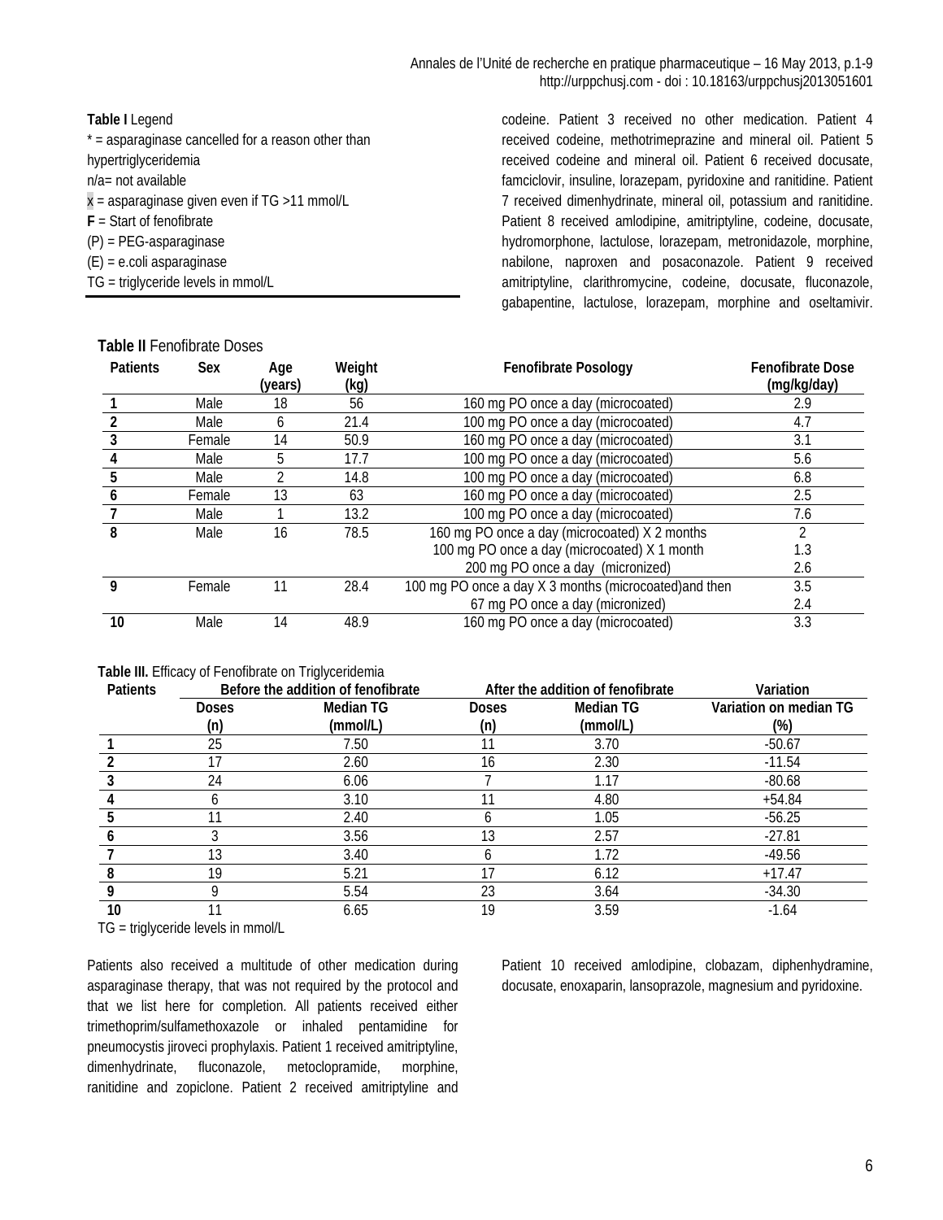**Table I** Legend
* = asparaginase cancelled for a reason other than hypertriglyceridemia
n/a= not available
x = asparaginase given even if TG >11 mmol/L
**F** = Start of fenofibrate
(P) = PEG-asparaginase
(E) = e.coli asparaginase
TG = triglyceride levels in mmol/L

**Table II** Fenofibrate Doses

| Patients | Sex | Age (years) | Weight (kg) | Fenofibrate Posology | Fenofibrate Dose (mg/kg/day) |
|---|---|---|---|---|---|
| **1** | Male | 18 | 56 | 160 mg PO once a day (microcoated) | 2.9 |
| **2** | Male | 6 | 21.4 | 100 mg PO once a day (microcoated) | 4.7 |
| **3** | Female | 14 | 50.9 | 160 mg PO once a day (microcoated) | 3.1 |
| **4** | Male | 5 | 17.7 | 100 mg PO once a day (microcoated) | 5.6 |
| **5** | Male | 2 | 14.8 | 100 mg PO once a day (microcoated) | 6.8 |
| **6** | Female | 13 | 63 | 160 mg PO once a day (microcoated) | 2.5 |
| **7** | Male | 1 | 13.2 | 100 mg PO once a day (microcoated) | 7.6 |
| **8** | Male | 16 | 78.5 | 160 mg PO once a day (microcoated) X 2 months | 2 |
| | | | | 100 mg PO once a day (microcoated) X 1 month | 1.3 |
| | | | | 200 mg PO once a day (micronized) | 2.6 |
| **9** | Female | 11 | 28.4 | 100 mg PO once a day X 3 months (microcoated)and then | 3.5 |
| | | | | 67 mg PO once a day (micronized) | 2.4 |
| **10** | Male | 14 | 48.9 | 160 mg PO once a day (microcoated) | 3.3 |

**Table III.** Efficacy of Fenofibrate on Triglyceridemia

| Patients | Before the addition of fenofibrate | | After the addition of fenofibrate | | Variation |
|---|---|---|---|---|---|
| | Doses (n) | Median TG (mmol/L) | Doses (n) | Median TG (mmol/L) | Variation on median TG (%) |
| **1** | 25 | 7.50 | 11 | 3.70 | -50.67 |
| **2** | 17 | 2.60 | 16 | 2.30 | -11.54 |
| **3** | 24 | 6.06 | 7 | 1.17 | -80.68 |
| **4** | 6 | 3.10 | 11 | 4.80 | +54.84 |
| **5** | 11 | 2.40 | 6 | 1.05 | -56.25 |
| **6** | 3 | 3.56 | 13 | 2.57 | -27.81 |
| **7** | 13 | 3.40 | 6 | 1.72 | -49.56 |
| **8** | 19 | 5.21 | 17 | 6.12 | +17.47 |
| **9** | 9 | 5.54 | 23 | 3.64 | -34.30 |
| **10** | 11 | 6.65 | 19 | 3.59 | -1.64 |

TG = triglyceride levels in mmol/L

Patients also received a multitude of other medication during asparaginase therapy, that was not required by the protocol and that we list here for completion. All patients received either trimethoprim/sulfamethoxazole or inhaled pentamidine for pneumocystis jiroveci prophylaxis. Patient 1 received amitriptyline, dimenhydrinate, fluconazole, metoclopramide, morphine, ranitidine and zopiclone. Patient 2 received amitriptyline and codeine. Patient 3 received no other medication. Patient 4 received codeine, methotrimeprazine and mineral oil. Patient 5 received codeine and mineral oil. Patient 6 received docusate, famciclovir, insuline, lorazepam, pyridoxine and ranitidine. Patient 7 received dimenhydrinate, mineral oil, potassium and ranitidine. Patient 8 received amlodipine, amitriptyline, codeine, docusate, hydromorphone, lactulose, lorazepam, metronidazole, morphine, nabilone, naproxen and posaconazole. Patient 9 received amitriptyline, clarithromycine, codeine, docusate, fluconazole, gabapentine, lactulose, lorazepam, morphine and oseltamivir. Patient 10 received amlodipine, clobazam, diphenhydramine, docusate, enoxaparin, lansoprazole, magnesium and pyridoxine.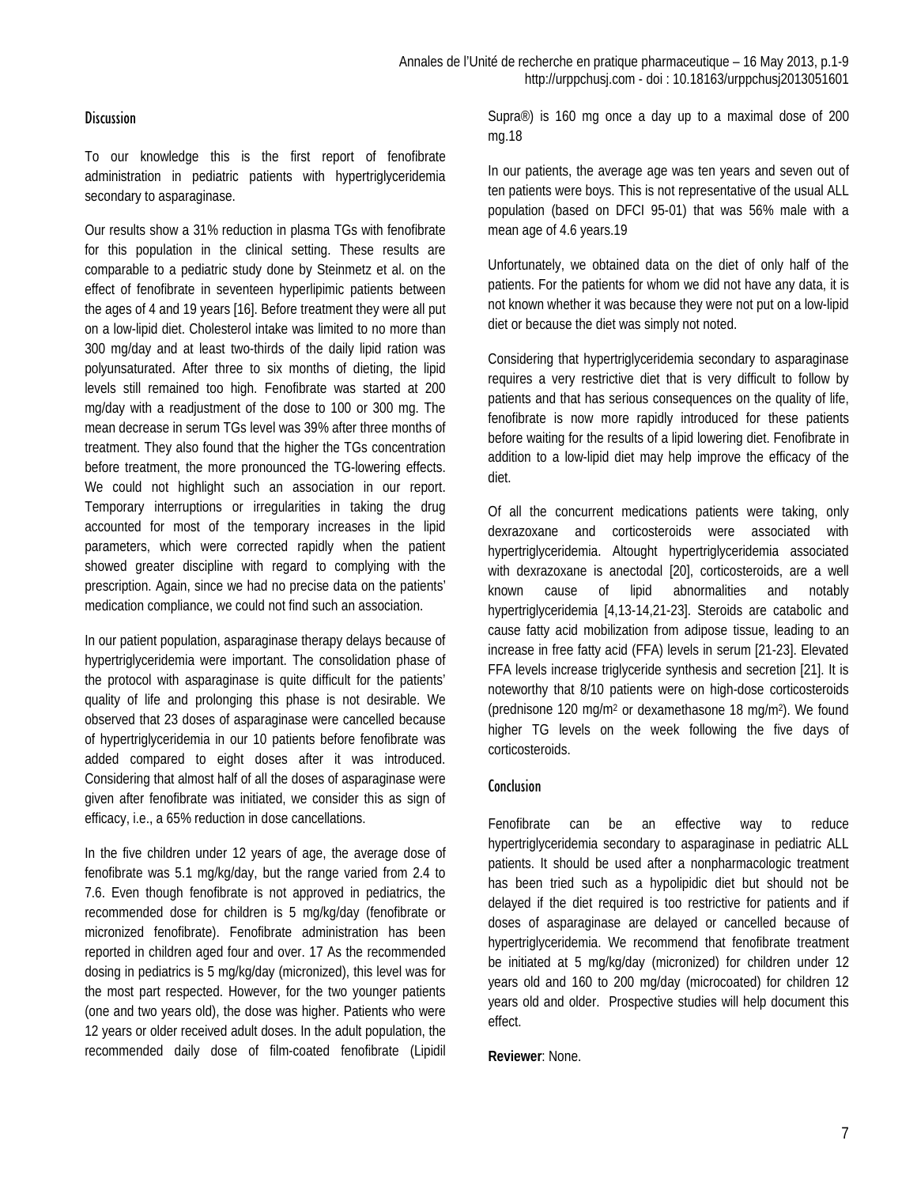## Discussion

To our knowledge this is the first report of fenofibrate administration in pediatric patients with hypertriglyceridemia secondary to asparaginase.

Our results show a 31% reduction in plasma TGs with fenofibrate for this population in the clinical setting. These results are comparable to a pediatric study done by Steinmetz et al. on the effect of fenofibrate in seventeen hyperlipimic patients between the ages of 4 and 19 years [16]. Before treatment they were all put on a low-lipid diet. Cholesterol intake was limited to no more than 300 mg/day and at least two-thirds of the daily lipid ration was polyunsaturated. After three to six months of dieting, the lipid levels still remained too high. Fenofibrate was started at 200 mg/day with a readjustment of the dose to 100 or 300 mg. The mean decrease in serum TGs level was 39% after three months of treatment. They also found that the higher the TGs concentration before treatment, the more pronounced the TG-lowering effects. We could not highlight such an association in our report. Temporary interruptions or irregularities in taking the drug accounted for most of the temporary increases in the lipid parameters, which were corrected rapidly when the patient showed greater discipline with regard to complying with the prescription. Again, since we had no precise data on the patients' medication compliance, we could not find such an association.

In our patient population, asparaginase therapy delays because of hypertriglyceridemia were important. The consolidation phase of the protocol with asparaginase is quite difficult for the patients' quality of life and prolonging this phase is not desirable. We observed that 23 doses of asparaginase were cancelled because of hypertriglyceridemia in our 10 patients before fenofibrate was added compared to eight doses after it was introduced. Considering that almost half of all the doses of asparaginase were given after fenofibrate was initiated, we consider this as sign of efficacy, i.e., a 65% reduction in dose cancellations.

In the five children under 12 years of age, the average dose of fenofibrate was 5.1 mg/kg/day, but the range varied from 2.4 to 7.6. Even though fenofibrate is not approved in pediatrics, the recommended dose for children is 5 mg/kg/day (fenofibrate or micronized fenofibrate). Fenofibrate administration has been reported in children aged four and over. 17 As the recommended dosing in pediatrics is 5 mg/kg/day (micronized), this level was for the most part respected. However, for the two younger patients (one and two years old), the dose was higher. Patients who were 12 years or older received adult doses. In the adult population, the recommended daily dose of film-coated fenofibrate (Lipidil Supra®) is 160 mg once a day up to a maximal dose of 200 mg.18

In our patients, the average age was ten years and seven out of ten patients were boys. This is not representative of the usual ALL population (based on DFCI 95-01) that was 56% male with a mean age of 4.6 years.19

Unfortunately, we obtained data on the diet of only half of the patients. For the patients for whom we did not have any data, it is not known whether it was because they were not put on a low-lipid diet or because the diet was simply not noted.

Considering that hypertriglyceridemia secondary to asparaginase requires a very restrictive diet that is very difficult to follow by patients and that has serious consequences on the quality of life, fenofibrate is now more rapidly introduced for these patients before waiting for the results of a lipid lowering diet. Fenofibrate in addition to a low-lipid diet may help improve the efficacy of the diet.

Of all the concurrent medications patients were taking, only dexrazoxane and corticosteroids were associated with hypertriglyceridemia. Altought hypertriglyceridemia associated with dexrazoxane is anectodal [20], corticosteroids, are a well known cause of lipid abnormalities and notably hypertriglyceridemia [4,13-14,21-23]. Steroids are catabolic and cause fatty acid mobilization from adipose tissue, leading to an increase in free fatty acid (FFA) levels in serum [21-23]. Elevated FFA levels increase triglyceride synthesis and secretion [21]. It is noteworthy that 8/10 patients were on high-dose corticosteroids (prednisone 120 mg/m$^2$ or dexamethasone 18 mg/m$^2$). We found higher TG levels on the week following the five days of corticosteroids.

## Conclusion

Fenofibrate can be an effective way to reduce hypertriglyceridemia secondary to asparaginase in pediatric ALL patients. It should be used after a nonpharmacologic treatment has been tried such as a hypolipidic diet but should not be delayed if the diet required is too restrictive for patients and if doses of asparaginase are delayed or cancelled because of hypertriglyceridemia. We recommend that fenofibrate treatment be initiated at 5 mg/kg/day (micronized) for children under 12 years old and 160 to 200 mg/day (microcoated) for children 12 years old and older. Prospective studies will help document this effect.

**Reviewer**: None.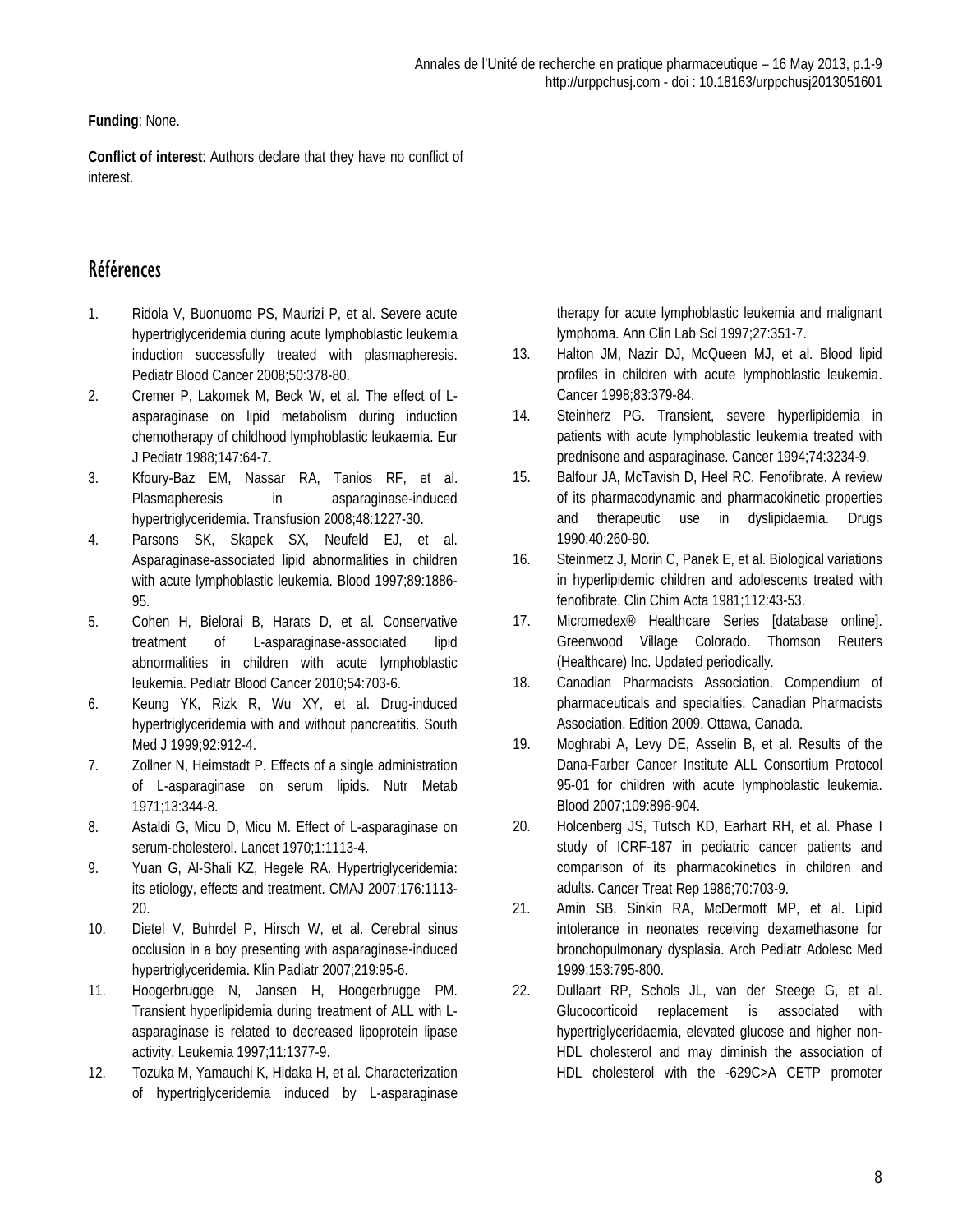**Funding**: None.

**Conflict of interest**: Authors declare that they have no conflict of interest.

## Références

1. Ridola V, Buonuomo PS, Maurizi P, et al. Severe acute hypertriglyceridemia during acute lymphoblastic leukemia induction successfully treated with plasmapheresis. Pediatr Blood Cancer 2008;50:378-80.
2. Cremer P, Lakomek M, Beck W, et al. The effect of L-asparaginase on lipid metabolism during induction chemotherapy of childhood lymphoblastic leukaemia. Eur J Pediatr 1988;147:64-7.
3. Kfoury-Baz EM, Nassar RA, Tanios RF, et al. Plasmapheresis in asparaginase-induced hypertriglyceridemia. Transfusion 2008;48:1227-30.
4. Parsons SK, Skapek SX, Neufeld EJ, et al. Asparaginase-associated lipid abnormalities in children with acute lymphoblastic leukemia. Blood 1997;89:1886-95.
5. Cohen H, Bielorai B, Harats D, et al. Conservative treatment of L-asparaginase-associated lipid abnormalities in children with acute lymphoblastic leukemia. Pediatr Blood Cancer 2010;54:703-6.
6. Keung YK, Rizk R, Wu XY, et al. Drug-induced hypertriglyceridemia with and without pancreatitis. South Med J 1999;92:912-4.
7. Zollner N, Heimstadt P. Effects of a single administration of L-asparaginase on serum lipids. Nutr Metab 1971;13:344-8.
8. Astaldi G, Micu D, Micu M. Effect of L-asparaginase on serum-cholesterol. Lancet 1970;1:1113-4.
9. Yuan G, Al-Shali KZ, Hegele RA. Hypertriglyceridemia: its etiology, effects and treatment. CMAJ 2007;176:1113-20.
10. Dietel V, Buhrdel P, Hirsch W, et al. Cerebral sinus occlusion in a boy presenting with asparaginase-induced hypertriglyceridemia. Klin Padiatr 2007;219:95-6.
11. Hoogerbrugge N, Jansen H, Hoogerbrugge PM. Transient hyperlipidemia during treatment of ALL with L-asparaginase is related to decreased lipoprotein lipase activity. Leukemia 1997;11:1377-9.
12. Tozuka M, Yamauchi K, Hidaka H, et al. Characterization of hypertriglyceridemia induced by L-asparaginase therapy for acute lymphoblastic leukemia and malignant lymphoma. Ann Clin Lab Sci 1997;27:351-7.
13. Halton JM, Nazir DJ, McQueen MJ, et al. Blood lipid profiles in children with acute lymphoblastic leukemia. Cancer 1998;83:379-84.
14. Steinherz PG. Transient, severe hyperlipidemia in patients with acute lymphoblastic leukemia treated with prednisone and asparaginase. Cancer 1994;74:3234-9.
15. Balfour JA, McTavish D, Heel RC. Fenofibrate. A review of its pharmacodynamic and pharmacokinetic properties and therapeutic use in dyslipidaemia. Drugs 1990;40:260-90.
16. Steinmetz J, Morin C, Panek E, et al. Biological variations in hyperlipidemic children and adolescents treated with fenofibrate. Clin Chim Acta 1981;112:43-53.
17. Micromedex® Healthcare Series [database online]. Greenwood Village Colorado. Thomson Reuters (Healthcare) Inc. Updated periodically.
18. Canadian Pharmacists Association. Compendium of pharmaceuticals and specialties. Canadian Pharmacists Association. Edition 2009. Ottawa, Canada.
19. Moghrabi A, Levy DE, Asselin B, et al. Results of the Dana-Farber Cancer Institute ALL Consortium Protocol 95-01 for children with acute lymphoblastic leukemia. Blood 2007;109:896-904.
20. Holcenberg JS, Tutsch KD, Earhart RH, et al. Phase I study of ICRF-187 in pediatric cancer patients and comparison of its pharmacokinetics in children and adults. Cancer Treat Rep 1986;70:703-9.
21. Amin SB, Sinkin RA, McDermott MP, et al. Lipid intolerance in neonates receiving dexamethasone for bronchopulmonary dysplasia. Arch Pediatr Adolesc Med 1999;153:795-800.
22. Dullaart RP, Schols JL, van der Steege G, et al. Glucocorticoid replacement is associated with hypertriglyceridaemia, elevated glucose and higher non-HDL cholesterol and may diminish the association of HDL cholesterol with the -629C>A CETP promoter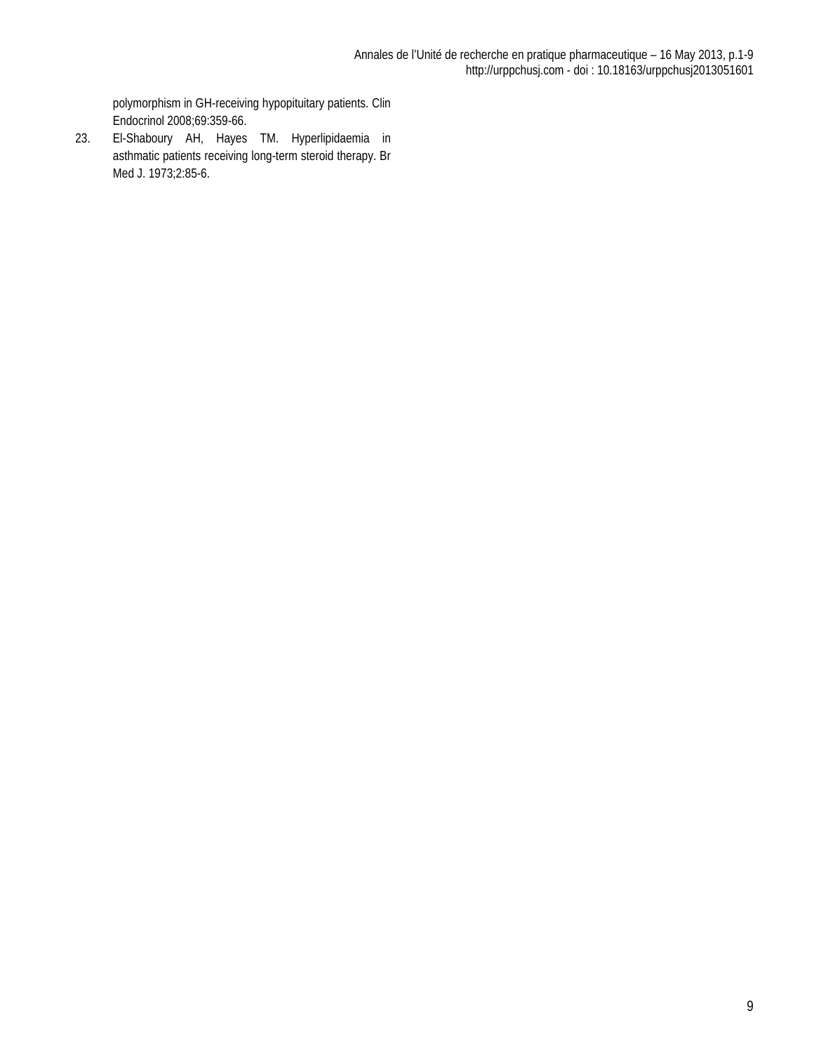polymorphism in GH-receiving hypopituitary patients. Clin Endocrinol 2008;69:359-66.

23. El-Shaboury AH, Hayes TM. Hyperlipidaemia in asthmatic patients receiving long-term steroid therapy. Br Med J. 1973;2:85-6.